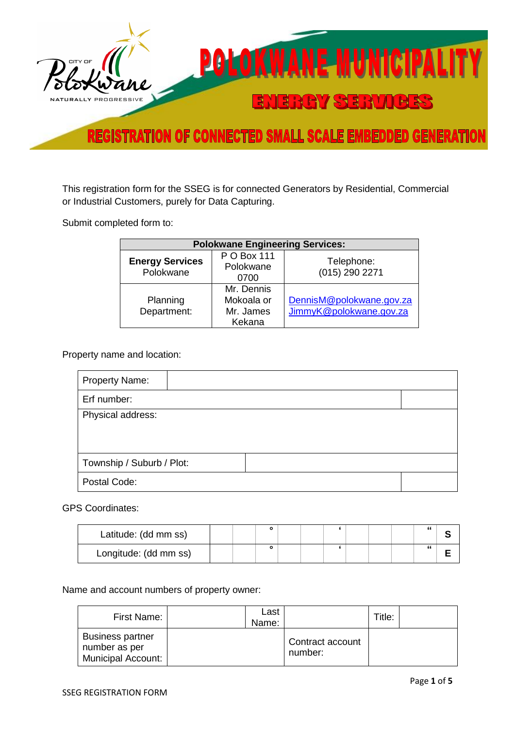# POLOKWANE MUNICIPALITY

## ENERGY SERVICES

## REGISTRATION OF CONNECTED SMALL SCALE EMBEDDED GENERATION

This registration form for the SSEG is for connected Generators by Residential, Commercial or Industrial Customers, purely for Data Capturing.

Submit completed form to:

| Polokwane Engineering Services: | | |
|---|---|---|
| **Energy Services** Polokwane | P O Box 111 Polokwane 0700 | Telephone: (015) 290 2271 |
| Planning Department: | Mr. Dennis Mokoala or Mr. James Kekana | DennisM@polokwane.gov.za JimmyK@polokwane.gov.za |

Property name and location:

| | |
|---|---|
| Property Name: | |
| Erf number: | |
| Physical address: | |
| Township / Suburb / Plot: | |
| Postal Code: | |

GPS Coordinates:

| | | | | | | | | | | |
|---|---|---|---|---|---|---|---|---|---|---|
| Latitude: (dd mm ss) | | | ° | | | ' | | | " | S |
| Longitude: (dd mm ss) | | | ° | | | ' | | | " | E |

Name and account numbers of property owner:

| | | | | | |
|---|---|---|---|---|---|
| First Name: | | Last Name: | | Title: | |
| Business partner number as per Municipal Account: | | Contract account number: | | | |

SSEG REGISTRATION FORM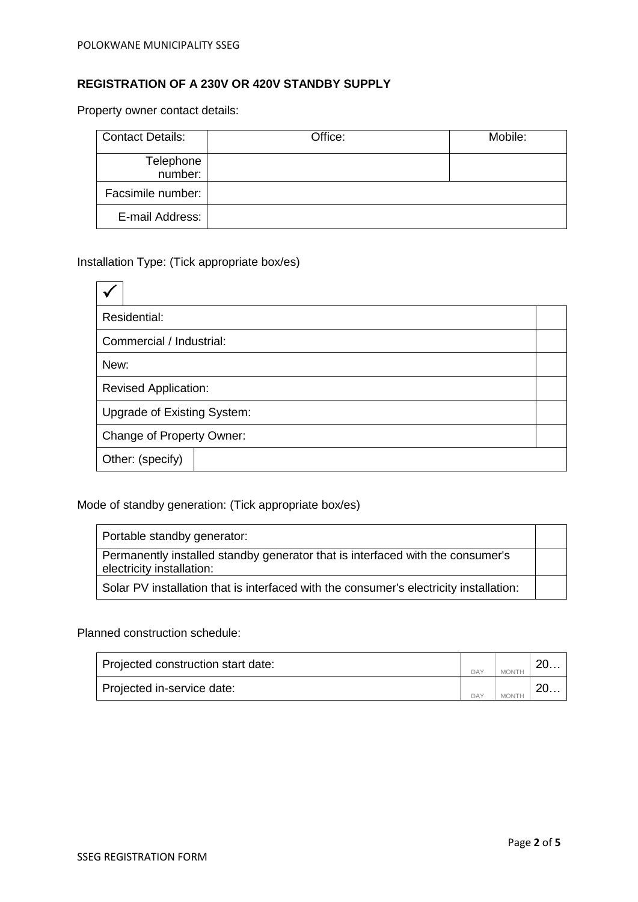**REGISTRATION OF A 230V OR 420V STANDBY SUPPLY**

Property owner contact details:

| Contact Details: | Office: | Mobile: |
|---|---|---|
| Telephone number: | | |
| Facsimile number: | | |
| E-mail Address: | | |

Installation Type: (Tick appropriate box/es)

| ✓ | |
|---|---|
| Residential: | |
| Commercial / Industrial: | |
| New: | |
| Revised Application: | |
| Upgrade of Existing System: | |
| Change of Property Owner: | |
| Other: (specify) | |

Mode of standby generation: (Tick appropriate box/es)

| | |
|---|---|
| Portable standby generator: | |
| Permanently installed standby generator that is interfaced with the consumer's electricity installation: | |
| Solar PV installation that is interfaced with the consumer's electricity installation: | |

Planned construction schedule:

| | | | |
|---|---|---|---|
| Projected construction start date: | DAY | MONTH | 20… |
| Projected in-service date: | DAY | MONTH | 20… |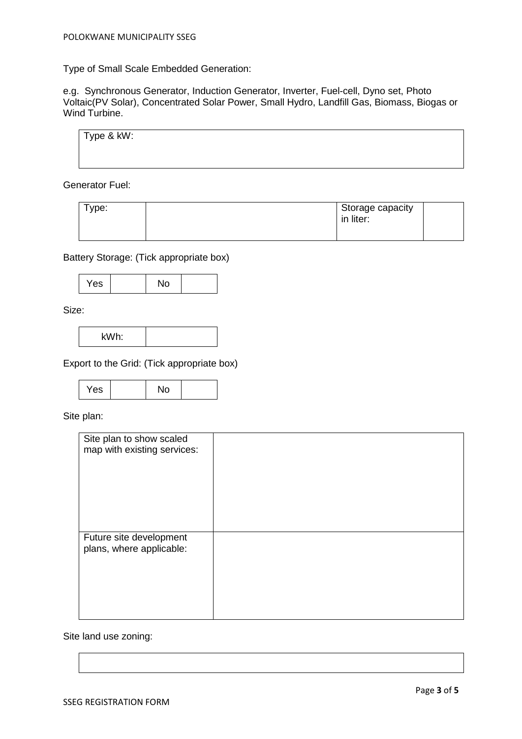Type of Small Scale Embedded Generation:

e.g. Synchronous Generator, Induction Generator, Inverter, Fuel-cell, Dyno set, Photo Voltaic(PV Solar), Concentrated Solar Power, Small Hydro, Landfill Gas, Biomass, Biogas or Wind Turbine.

| Type & kW: |
|---|
| |

Generator Fuel:

| Type: | | Storage capacity in liter: | |
|---|---|---|---|

Battery Storage: (Tick appropriate box)

| Yes | | No | |
|---|---|---|---|

Size:

| kWh: | |
|---|---|

Export to the Grid: (Tick appropriate box)

| Yes | | No | |
|---|---|---|---|

Site plan:

| Site plan to show scaled map with existing services: | |
|---|---|
| Future site development plans, where applicable: | |

Site land use zoning:

| |
|---|
| |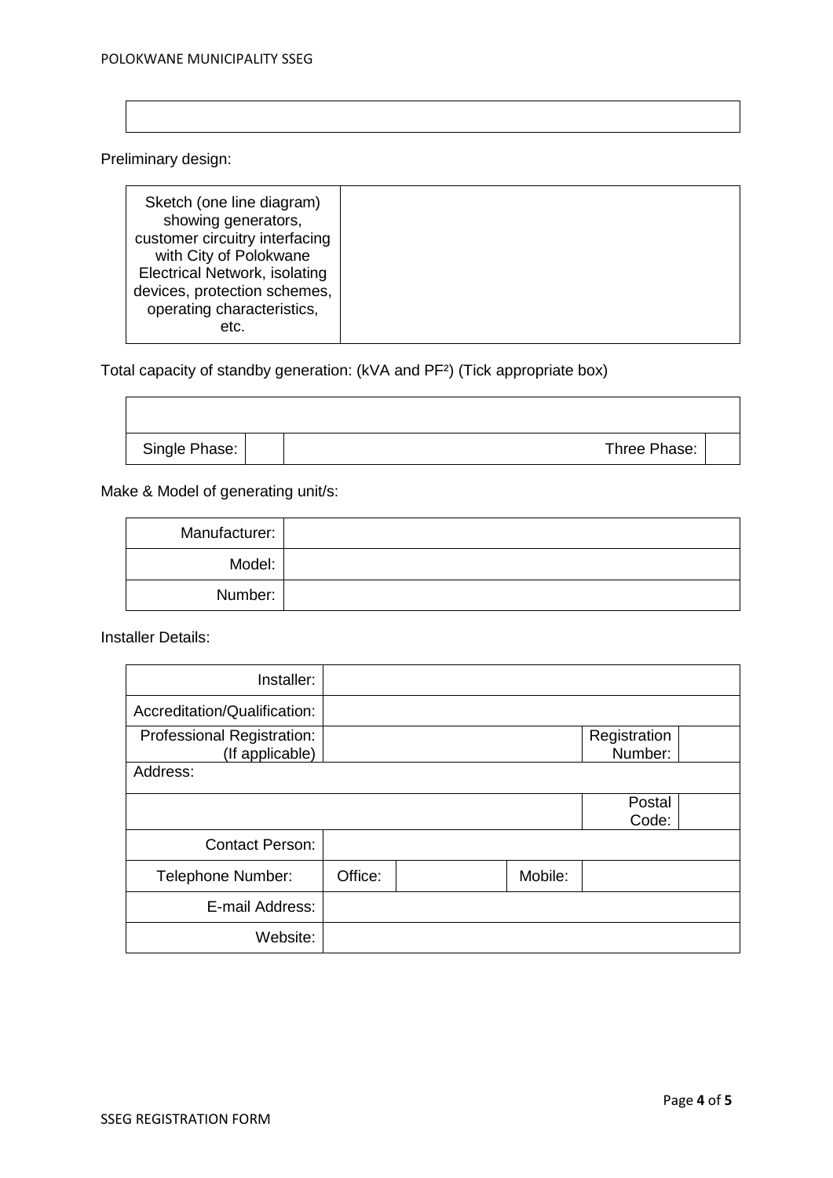| |
|---|
| |

Preliminary design:

| | |
|---|---|
| Sketch (one line diagram) showing generators, customer circuitry interfacing with City of Polokwane Electrical Network, isolating devices, protection schemes, operating characteristics, etc. | |

Total capacity of standby generation: (kVA and PF²) (Tick appropriate box)

| | | | | |
|---|---|---|---|---|
| | | | | |
| Single Phase: | | | Three Phase: | |

Make & Model of generating unit/s:

| | |
|---|---|
| Manufacturer: | |
| Model: | |
| Number: | |

Installer Details:

| | | | | | |
|---|---|---|---|---|---|
| Installer: | | | | | |
| Accreditation/Qualification: | | | | | |
| Professional Registration: (If applicable) | | | | Registration Number: | |
| Address: | | | | | |
| | | | | Postal Code: | |
| Contact Person: | | | | | |
| Telephone Number: | Office: | | Mobile: | | |
| E-mail Address: | | | | | |
| Website: | | | | | |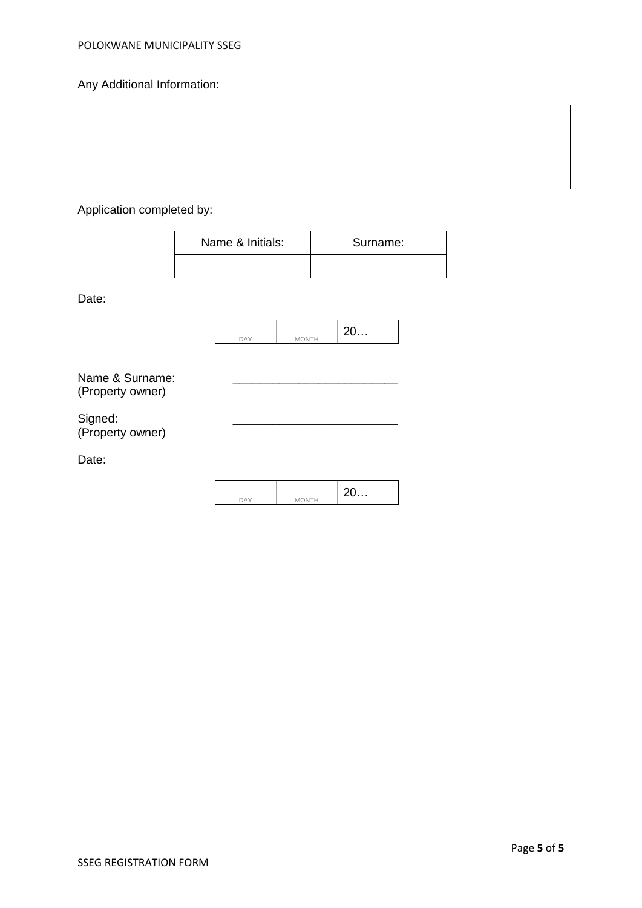Any Additional Information:

| |
|---|
| |

Application completed by:

| Name & Initials: | Surname: |
|---|---|
| | |

Date:

| | | |
|---|---|---|
| DAY | MONTH | 20… |

Name & Surname: ________________________
(Property owner)

Signed: ________________________
(Property owner)

Date:

| | | |
|---|---|---|
| DAY | MONTH | 20… |